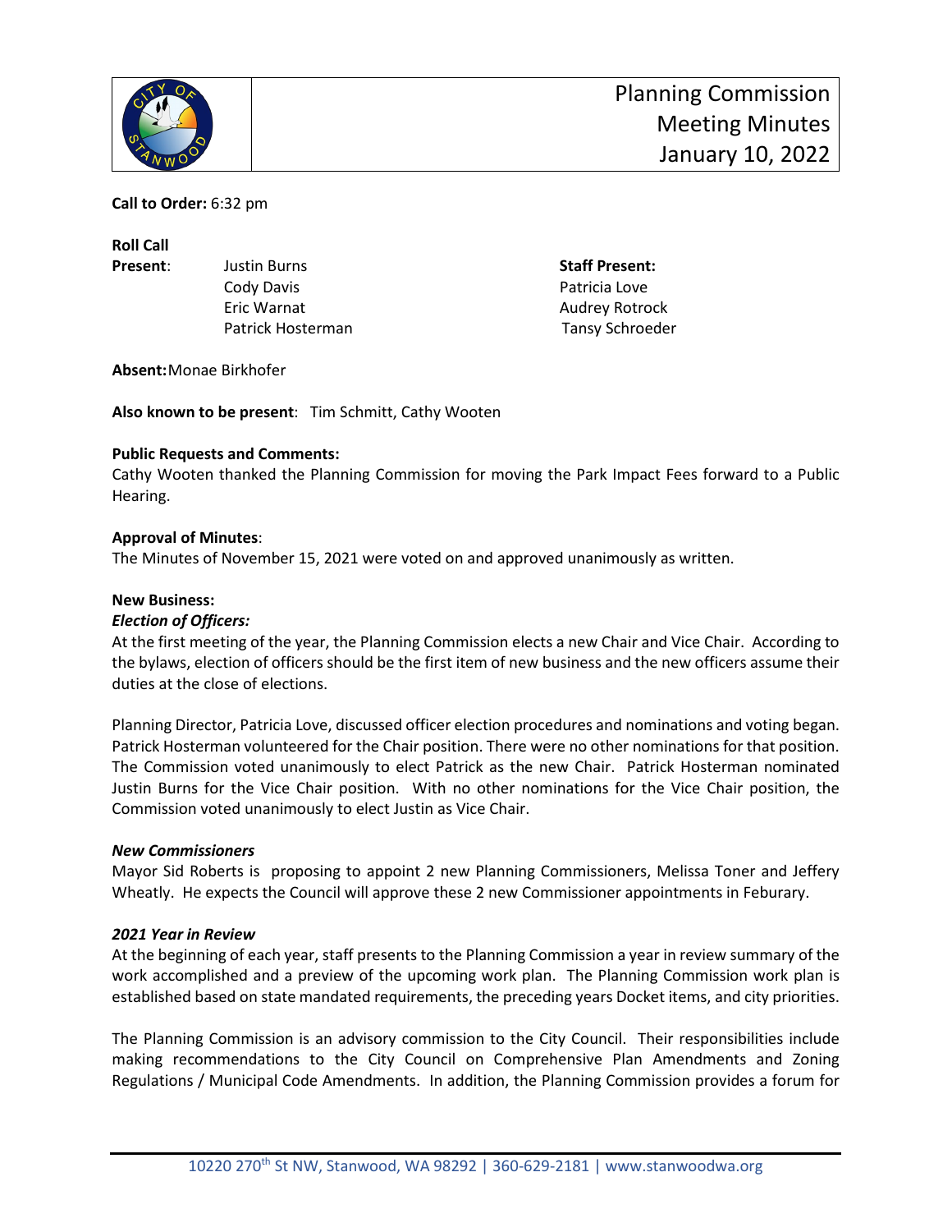# Planning Commission Meeting Minutes January 10, 2022

**Call to Order:** 6:32 pm

**Roll Call**

**Present**: Justin Burns, Cody Davis, Eric Warnat, Patrick Hosterman

**Staff Present:** Patricia Love, Audrey Rotrock, Tansy Schroeder

**Absent:** Monae Birkhofer

**Also known to be present**: Tim Schmitt, Cathy Wooten

**Public Requests and Comments:**
Cathy Wooten thanked the Planning Commission for moving the Park Impact Fees forward to a Public Hearing.

**Approval of Minutes**:
The Minutes of November 15, 2021 were voted on and approved unanimously as written.

**New Business:**

***Election of Officers:***
At the first meeting of the year, the Planning Commission elects a new Chair and Vice Chair. According to the bylaws, election of officers should be the first item of new business and the new officers assume their duties at the close of elections.

Planning Director, Patricia Love, discussed officer election procedures and nominations and voting began. Patrick Hosterman volunteered for the Chair position. There were no other nominations for that position. The Commission voted unanimously to elect Patrick as the new Chair. Patrick Hosterman nominated Justin Burns for the Vice Chair position. With no other nominations for the Vice Chair position, the Commission voted unanimously to elect Justin as Vice Chair.

***New Commissioners***
Mayor Sid Roberts is proposing to appoint 2 new Planning Commissioners, Melissa Toner and Jeffery Wheatly. He expects the Council will approve these 2 new Commissioner appointments in Feburary.

***2021 Year in Review***
At the beginning of each year, staff presents to the Planning Commission a year in review summary of the work accomplished and a preview of the upcoming work plan. The Planning Commission work plan is established based on state mandated requirements, the preceding years Docket items, and city priorities.

The Planning Commission is an advisory commission to the City Council. Their responsibilities include making recommendations to the City Council on Comprehensive Plan Amendments and Zoning Regulations / Municipal Code Amendments. In addition, the Planning Commission provides a forum for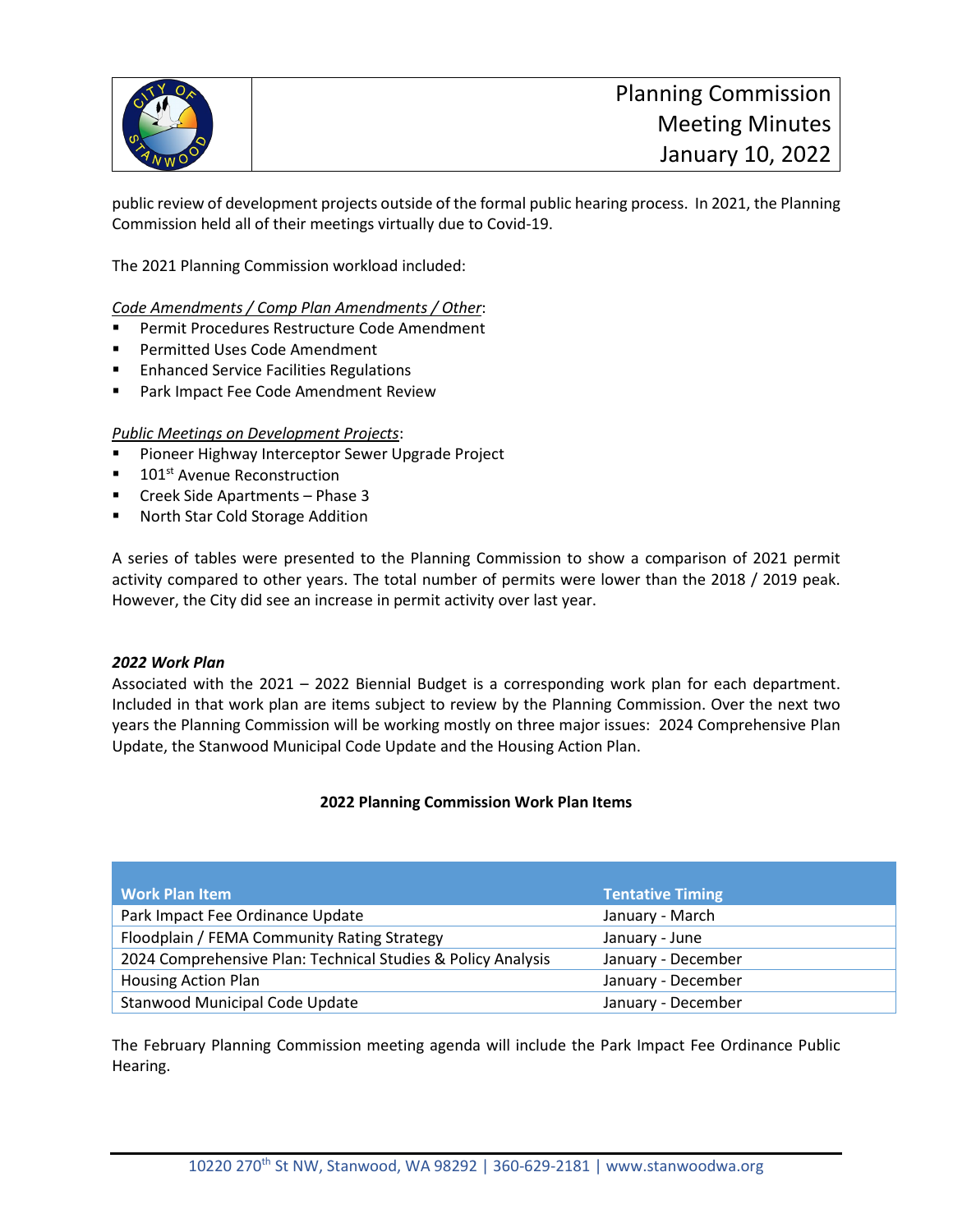public review of development projects outside of the formal public hearing process. In 2021, the Planning Commission held all of their meetings virtually due to Covid-19.

The 2021 Planning Commission workload included:

*Code Amendments / Comp Plan Amendments / Other*:

- Permit Procedures Restructure Code Amendment
- Permitted Uses Code Amendment
- Enhanced Service Facilities Regulations
- Park Impact Fee Code Amendment Review

*Public Meetings on Development Projects*:

- Pioneer Highway Interceptor Sewer Upgrade Project
- 101st Avenue Reconstruction
- Creek Side Apartments – Phase 3
- North Star Cold Storage Addition

A series of tables were presented to the Planning Commission to show a comparison of 2021 permit activity compared to other years. The total number of permits were lower than the 2018 / 2019 peak. However, the City did see an increase in permit activity over last year.

***2022 Work Plan***

Associated with the 2021 – 2022 Biennial Budget is a corresponding work plan for each department. Included in that work plan are items subject to review by the Planning Commission. Over the next two years the Planning Commission will be working mostly on three major issues: 2024 Comprehensive Plan Update, the Stanwood Municipal Code Update and the Housing Action Plan.

**2022 Planning Commission Work Plan Items**

| Work Plan Item | Tentative Timing |
| --- | --- |
| Park Impact Fee Ordinance Update | January - March |
| Floodplain / FEMA Community Rating Strategy | January - June |
| 2024 Comprehensive Plan: Technical Studies & Policy Analysis | January - December |
| Housing Action Plan | January - December |
| Stanwood Municipal Code Update | January - December |

The February Planning Commission meeting agenda will include the Park Impact Fee Ordinance Public Hearing.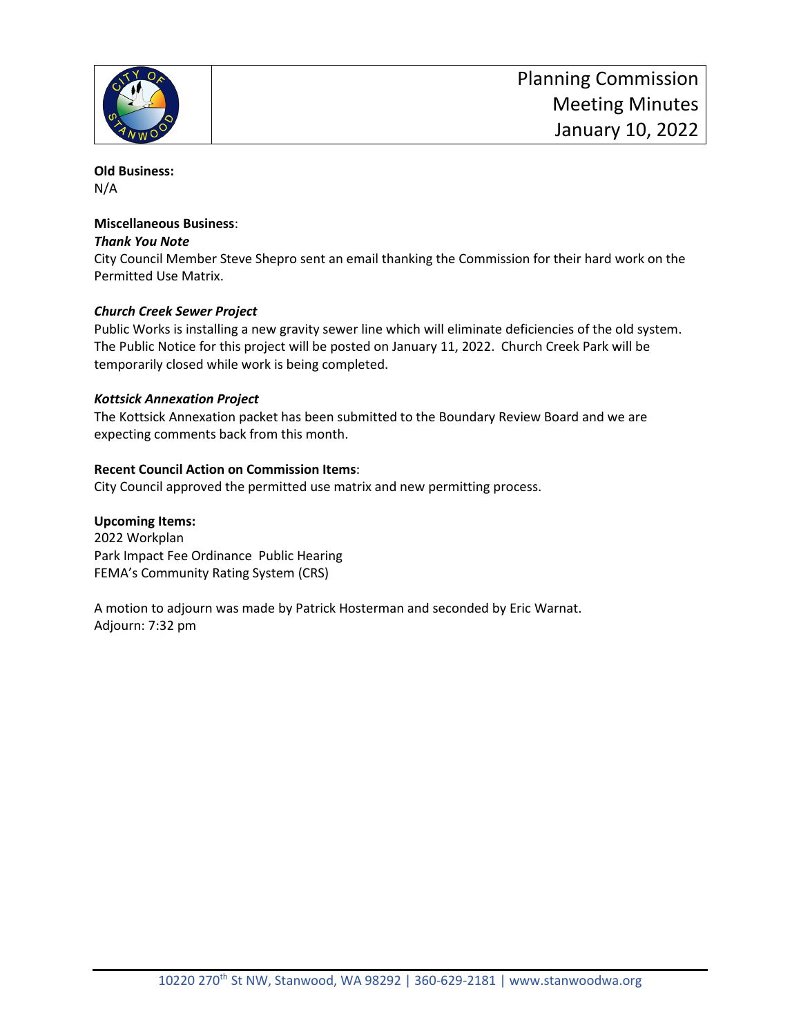**Old Business:**
N/A

**Miscellaneous Business**:

***Thank You Note***

City Council Member Steve Shepro sent an email thanking the Commission for their hard work on the Permitted Use Matrix.

***Church Creek Sewer Project***

Public Works is installing a new gravity sewer line which will eliminate deficiencies of the old system. The Public Notice for this project will be posted on January 11, 2022. Church Creek Park will be temporarily closed while work is being completed.

***Kottsick Annexation Project***

The Kottsick Annexation packet has been submitted to the Boundary Review Board and we are expecting comments back from this month.

**Recent Council Action on Commission Items**:
City Council approved the permitted use matrix and new permitting process.

**Upcoming Items:**
2022 Workplan
Park Impact Fee Ordinance Public Hearing
FEMA's Community Rating System (CRS)

A motion to adjourn was made by Patrick Hosterman and seconded by Eric Warnat.
Adjourn: 7:32 pm